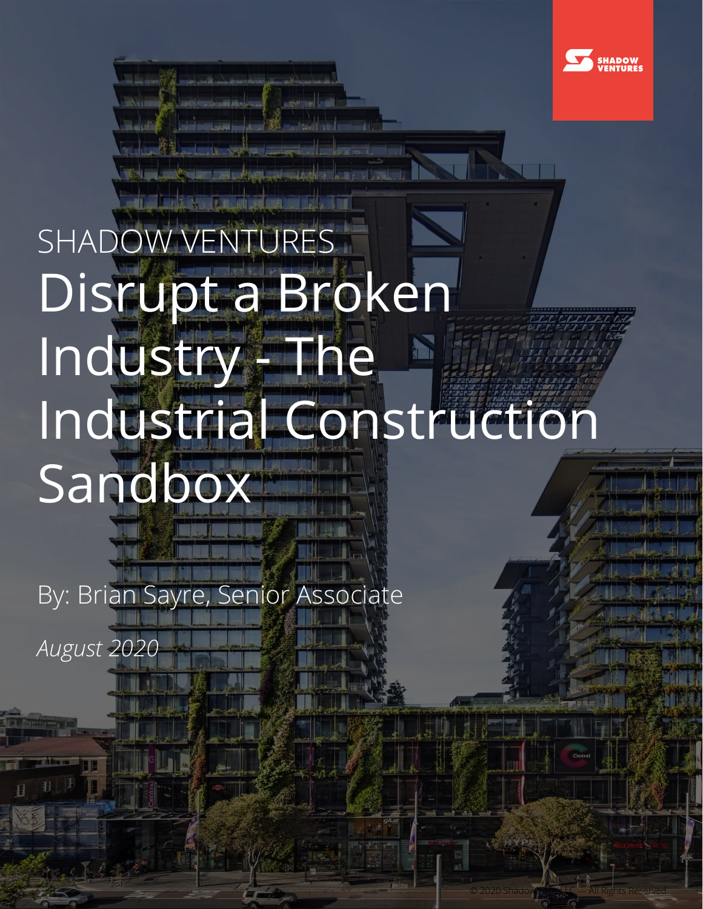SHADOW VENTURES

# Disrupt a Broken Industry - The Industrial Construction Sandbox

By: Brian Sayre, Senior Associate

*August 2020*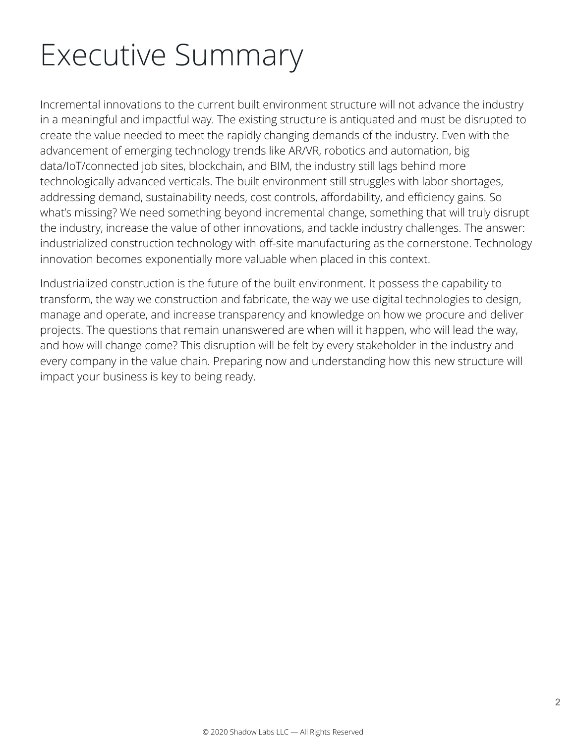# Executive Summary

Incremental innovations to the current built environment structure will not advance the industry in a meaningful and impactful way. The existing structure is antiquated and must be disrupted to create the value needed to meet the rapidly changing demands of the industry. Even with the advancement of emerging technology trends like AR/VR, robotics and automation, big data/IoT/connected job sites, blockchain, and BIM, the industry still lags behind more technologically advanced verticals. The built environment still struggles with labor shortages, addressing demand, sustainability needs, cost controls, affordability, and efficiency gains. So what's missing? We need something beyond incremental change, something that will truly disrupt the industry, increase the value of other innovations, and tackle industry challenges. The answer: industrialized construction technology with off-site manufacturing as the cornerstone. Technology innovation becomes exponentially more valuable when placed in this context.

Industrialized construction is the future of the built environment. It possess the capability to transform, the way we construction and fabricate, the way we use digital technologies to design, manage and operate, and increase transparency and knowledge on how we procure and deliver projects. The questions that remain unanswered are when will it happen, who will lead the way, and how will change come? This disruption will be felt by every stakeholder in the industry and every company in the value chain. Preparing now and understanding how this new structure will impact your business is key to being ready.

© 2020 Shadow Labs LLC — All Rights Reserved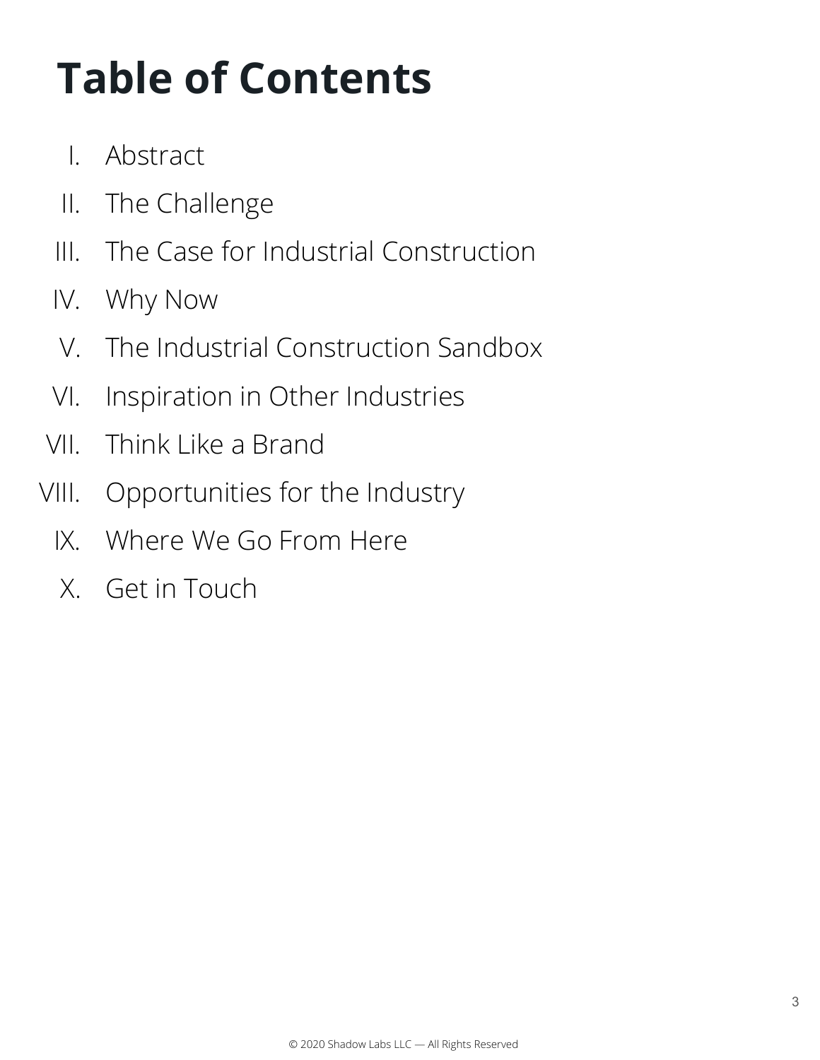# Table of Contents

I. Abstract
II. The Challenge
III. The Case for Industrial Construction
IV. Why Now
V. The Industrial Construction Sandbox
VI. Inspiration in Other Industries
VII. Think Like a Brand
VIII. Opportunities for the Industry
IX. Where We Go From Here
X. Get in Touch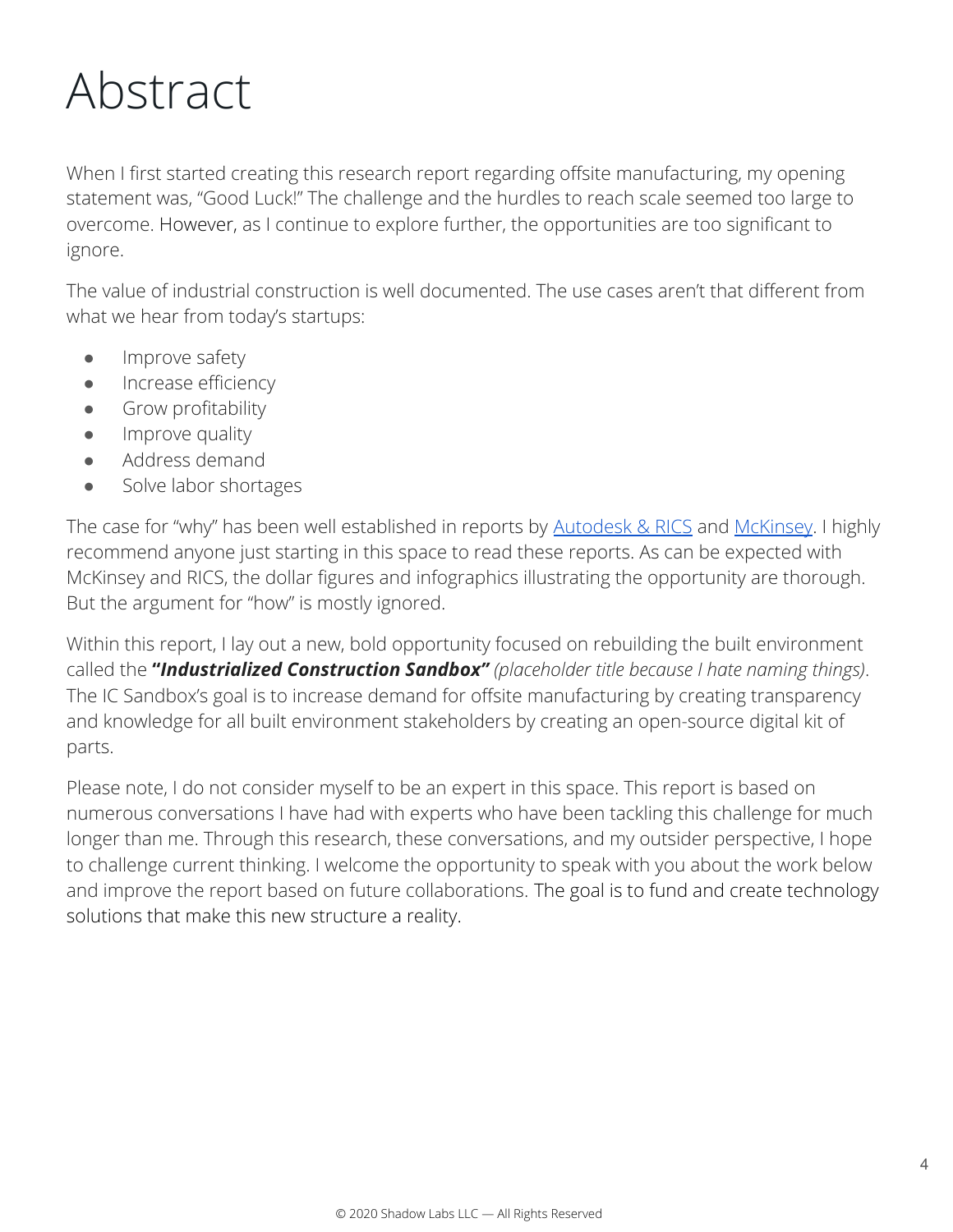# Abstract

When I first started creating this research report regarding offsite manufacturing, my opening statement was, "Good Luck!" The challenge and the hurdles to reach scale seemed too large to overcome. However, as I continue to explore further, the opportunities are too significant to ignore.

The value of industrial construction is well documented. The use cases aren't that different from what we hear from today's startups:

- Improve safety
- Increase efficiency
- Grow profitability
- Improve quality
- Address demand
- Solve labor shortages

The case for "why" has been well established in reports by Autodesk & RICS and McKinsey. I highly recommend anyone just starting in this space to read these reports. As can be expected with McKinsey and RICS, the dollar figures and infographics illustrating the opportunity are thorough. But the argument for "how" is mostly ignored.

Within this report, I lay out a new, bold opportunity focused on rebuilding the built environment called the ***"Industrialized Construction Sandbox"*** *(placeholder title because I hate naming things)*. The IC Sandbox's goal is to increase demand for offsite manufacturing by creating transparency and knowledge for all built environment stakeholders by creating an open-source digital kit of parts.

Please note, I do not consider myself to be an expert in this space. This report is based on numerous conversations I have had with experts who have been tackling this challenge for much longer than me. Through this research, these conversations, and my outsider perspective, I hope to challenge current thinking. I welcome the opportunity to speak with you about the work below and improve the report based on future collaborations. The goal is to fund and create technology solutions that make this new structure a reality.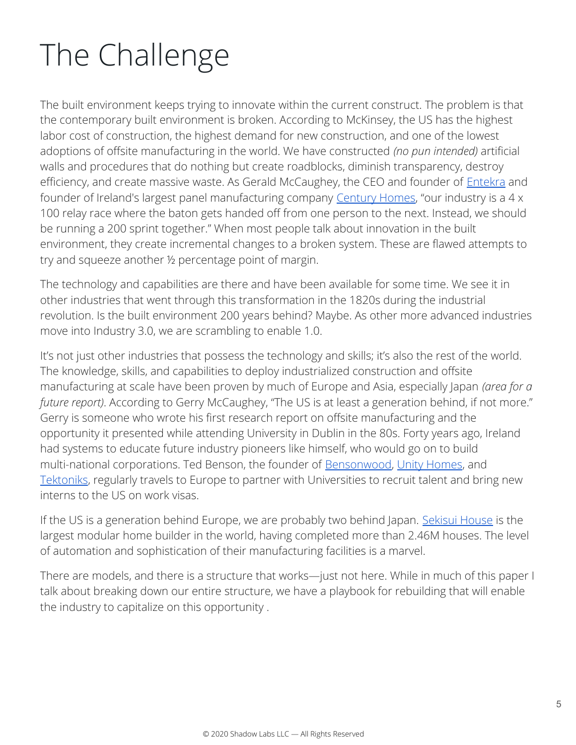# The Challenge

The built environment keeps trying to innovate within the current construct. The problem is that the contemporary built environment is broken. According to McKinsey, the US has the highest labor cost of construction, the highest demand for new construction, and one of the lowest adoptions of offsite manufacturing in the world. We have constructed *(no pun intended)* artificial walls and procedures that do nothing but create roadblocks, diminish transparency, destroy efficiency, and create massive waste. As Gerald McCaughey, the CEO and founder of Entekra and founder of Ireland's largest panel manufacturing company Century Homes, "our industry is a 4 x 100 relay race where the baton gets handed off from one person to the next. Instead, we should be running a 200 sprint together." When most people talk about innovation in the built environment, they create incremental changes to a broken system. These are flawed attempts to try and squeeze another ½ percentage point of margin.

The technology and capabilities are there and have been available for some time. We see it in other industries that went through this transformation in the 1820s during the industrial revolution. Is the built environment 200 years behind? Maybe. As other more advanced industries move into Industry 3.0, we are scrambling to enable 1.0.

It's not just other industries that possess the technology and skills; it's also the rest of the world. The knowledge, skills, and capabilities to deploy industrialized construction and offsite manufacturing at scale have been proven by much of Europe and Asia, especially Japan *(area for a future report)*. According to Gerry McCaughey, "The US is at least a generation behind, if not more." Gerry is someone who wrote his first research report on offsite manufacturing and the opportunity it presented while attending University in Dublin in the 80s. Forty years ago, Ireland had systems to educate future industry pioneers like himself, who would go on to build multi-national corporations. Ted Benson, the founder of Bensonwood, Unity Homes, and Tektoniks, regularly travels to Europe to partner with Universities to recruit talent and bring new interns to the US on work visas.

If the US is a generation behind Europe, we are probably two behind Japan. Sekisui House is the largest modular home builder in the world, having completed more than 2.46M houses. The level of automation and sophistication of their manufacturing facilities is a marvel.

There are models, and there is a structure that works—just not here. While in much of this paper I talk about breaking down our entire structure, we have a playbook for rebuilding that will enable the industry to capitalize on this opportunity .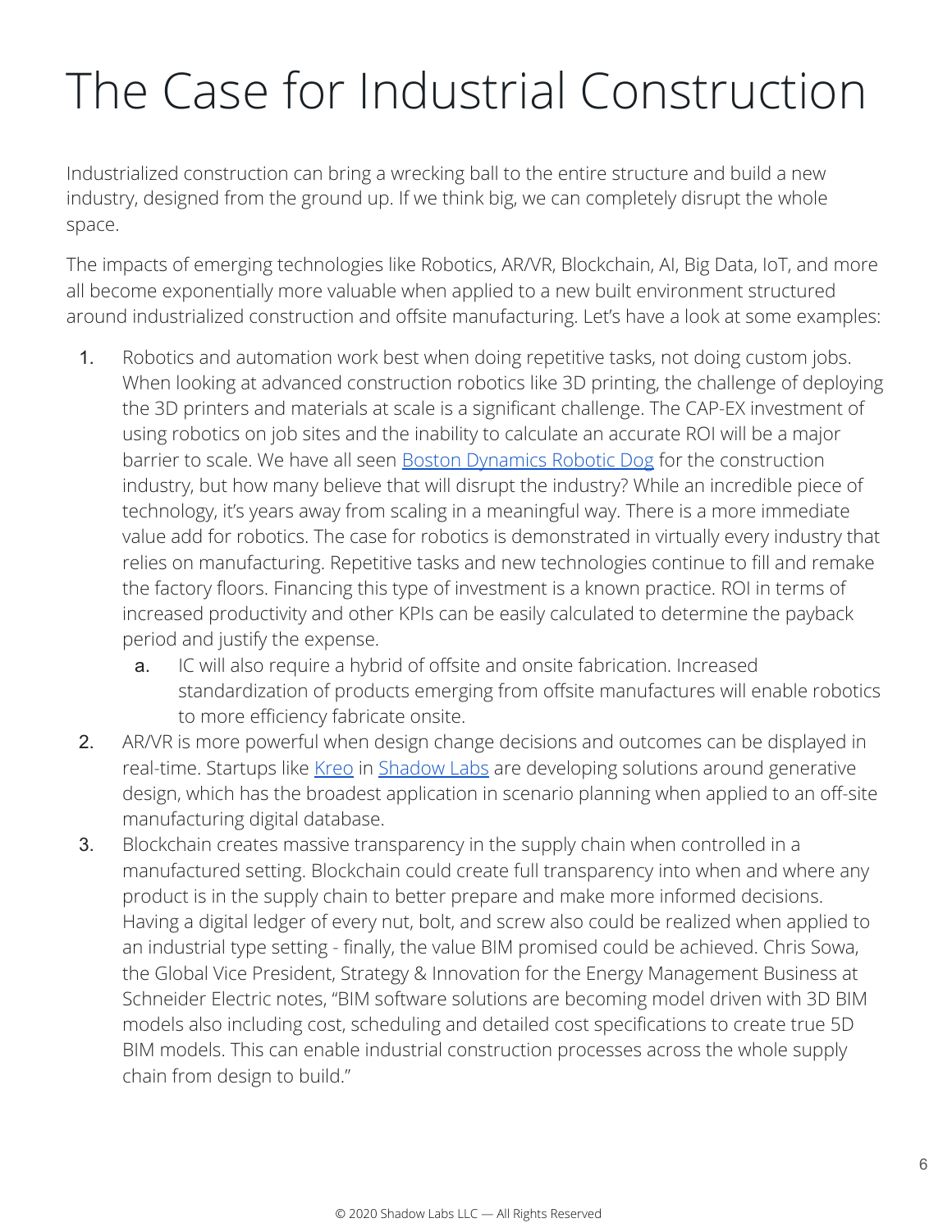# The Case for Industrial Construction

Industrialized construction can bring a wrecking ball to the entire structure and build a new industry, designed from the ground up. If we think big, we can completely disrupt the whole space.

The impacts of emerging technologies like Robotics, AR/VR, Blockchain, AI, Big Data, IoT, and more all become exponentially more valuable when applied to a new built environment structured around industrialized construction and offsite manufacturing. Let's have a look at some examples:

1. Robotics and automation work best when doing repetitive tasks, not doing custom jobs. When looking at advanced construction robotics like 3D printing, the challenge of deploying the 3D printers and materials at scale is a significant challenge. The CAP-EX investment of using robotics on job sites and the inability to calculate an accurate ROI will be a major barrier to scale. We have all seen Boston Dynamics Robotic Dog for the construction industry, but how many believe that will disrupt the industry? While an incredible piece of technology, it's years away from scaling in a meaningful way. There is a more immediate value add for robotics. The case for robotics is demonstrated in virtually every industry that relies on manufacturing. Repetitive tasks and new technologies continue to fill and remake the factory floors. Financing this type of investment is a known practice. ROI in terms of increased productivity and other KPIs can be easily calculated to determine the payback period and justify the expense.
    a. IC will also require a hybrid of offsite and onsite fabrication. Increased standardization of products emerging from offsite manufactures will enable robotics to more efficiency fabricate onsite.
2. AR/VR is more powerful when design change decisions and outcomes can be displayed in real-time. Startups like Kreo in Shadow Labs are developing solutions around generative design, which has the broadest application in scenario planning when applied to an off-site manufacturing digital database.
3. Blockchain creates massive transparency in the supply chain when controlled in a manufactured setting. Blockchain could create full transparency into when and where any product is in the supply chain to better prepare and make more informed decisions. Having a digital ledger of every nut, bolt, and screw also could be realized when applied to an industrial type setting - finally, the value BIM promised could be achieved. Chris Sowa, the Global Vice President, Strategy & Innovation for the Energy Management Business at Schneider Electric notes, "BIM software solutions are becoming model driven with 3D BIM models also including cost, scheduling and detailed cost specifications to create true 5D BIM models. This can enable industrial construction processes across the whole supply chain from design to build."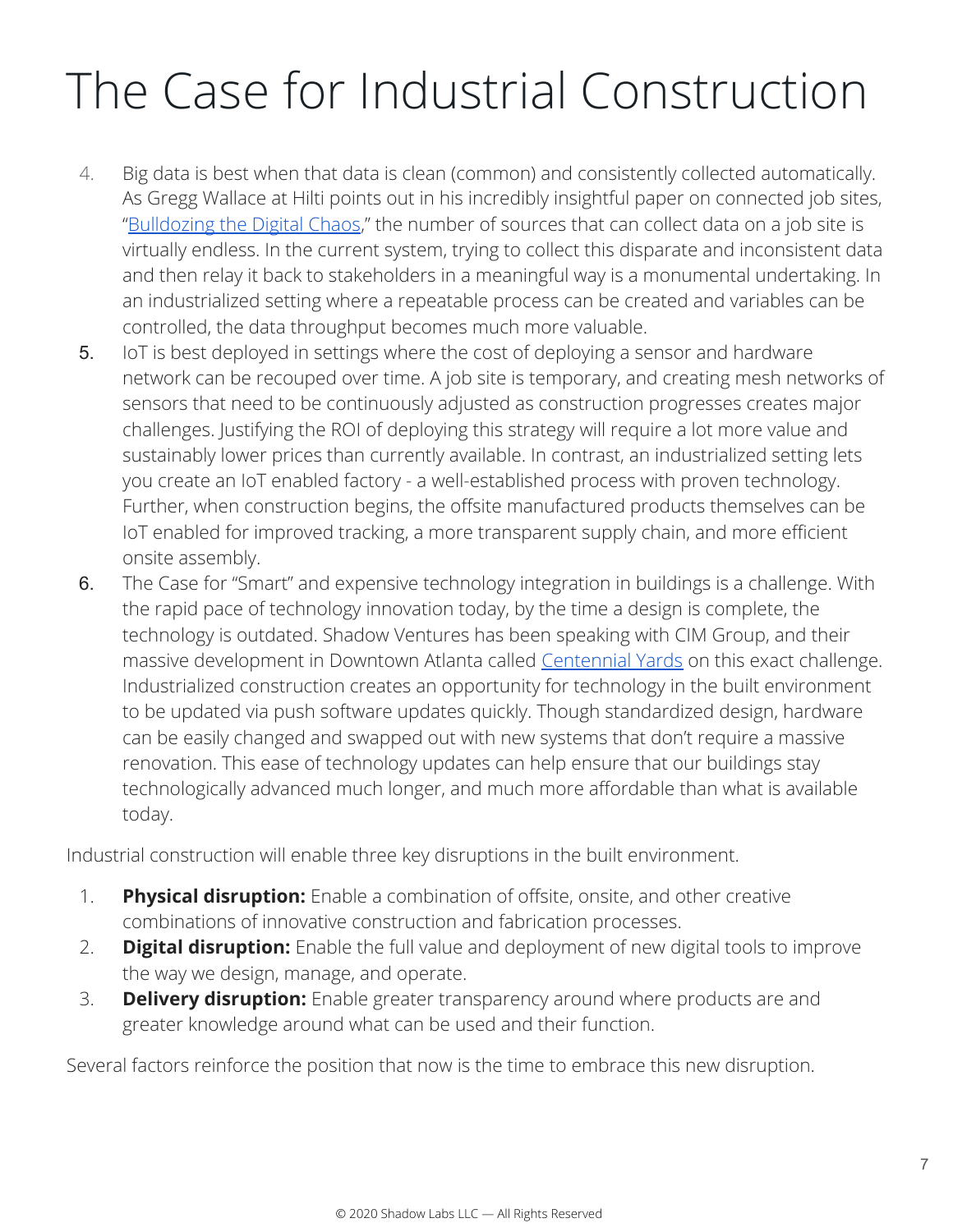# The Case for Industrial Construction

4. Big data is best when that data is clean (common) and consistently collected automatically. As Gregg Wallace at Hilti points out in his incredibly insightful paper on connected job sites, "Bulldozing the Digital Chaos," the number of sources that can collect data on a job site is virtually endless. In the current system, trying to collect this disparate and inconsistent data and then relay it back to stakeholders in a meaningful way is a monumental undertaking. In an industrialized setting where a repeatable process can be created and variables can be controlled, the data throughput becomes much more valuable.
5. IoT is best deployed in settings where the cost of deploying a sensor and hardware network can be recouped over time. A job site is temporary, and creating mesh networks of sensors that need to be continuously adjusted as construction progresses creates major challenges. Justifying the ROI of deploying this strategy will require a lot more value and sustainably lower prices than currently available. In contrast, an industrialized setting lets you create an IoT enabled factory - a well-established process with proven technology. Further, when construction begins, the offsite manufactured products themselves can be IoT enabled for improved tracking, a more transparent supply chain, and more efficient onsite assembly.
6. The Case for "Smart" and expensive technology integration in buildings is a challenge. With the rapid pace of technology innovation today, by the time a design is complete, the technology is outdated. Shadow Ventures has been speaking with CIM Group, and their massive development in Downtown Atlanta called Centennial Yards on this exact challenge. Industrialized construction creates an opportunity for technology in the built environment to be updated via push software updates quickly. Though standardized design, hardware can be easily changed and swapped out with new systems that don't require a massive renovation. This ease of technology updates can help ensure that our buildings stay technologically advanced much longer, and much more affordable than what is available today.

Industrial construction will enable three key disruptions in the built environment.

1. **Physical disruption:** Enable a combination of offsite, onsite, and other creative combinations of innovative construction and fabrication processes.
2. **Digital disruption:** Enable the full value and deployment of new digital tools to improve the way we design, manage, and operate.
3. **Delivery disruption:** Enable greater transparency around where products are and greater knowledge around what can be used and their function.

Several factors reinforce the position that now is the time to embrace this new disruption.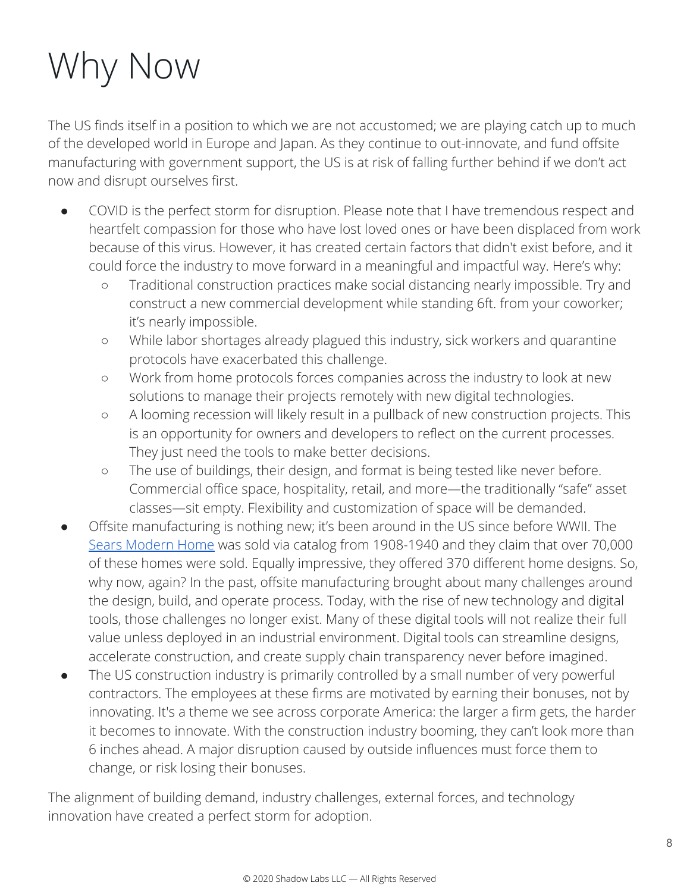# Why Now

The US finds itself in a position to which we are not accustomed; we are playing catch up to much of the developed world in Europe and Japan. As they continue to out-innovate, and fund offsite manufacturing with government support, the US is at risk of falling further behind if we don't act now and disrupt ourselves first.

- COVID is the perfect storm for disruption. Please note that I have tremendous respect and heartfelt compassion for those who have lost loved ones or have been displaced from work because of this virus. However, it has created certain factors that didn't exist before, and it could force the industry to move forward in a meaningful and impactful way. Here's why:
  - Traditional construction practices make social distancing nearly impossible. Try and construct a new commercial development while standing 6ft. from your coworker; it's nearly impossible.
  - While labor shortages already plagued this industry, sick workers and quarantine protocols have exacerbated this challenge.
  - Work from home protocols forces companies across the industry to look at new solutions to manage their projects remotely with new digital technologies.
  - A looming recession will likely result in a pullback of new construction projects. This is an opportunity for owners and developers to reflect on the current processes. They just need the tools to make better decisions.
  - The use of buildings, their design, and format is being tested like never before. Commercial office space, hospitality, retail, and more—the traditionally "safe" asset classes—sit empty. Flexibility and customization of space will be demanded.
- Offsite manufacturing is nothing new; it's been around in the US since before WWII. The Sears Modern Home was sold via catalog from 1908-1940 and they claim that over 70,000 of these homes were sold. Equally impressive, they offered 370 different home designs. So, why now, again? In the past, offsite manufacturing brought about many challenges around the design, build, and operate process. Today, with the rise of new technology and digital tools, those challenges no longer exist. Many of these digital tools will not realize their full value unless deployed in an industrial environment. Digital tools can streamline designs, accelerate construction, and create supply chain transparency never before imagined.
- The US construction industry is primarily controlled by a small number of very powerful contractors. The employees at these firms are motivated by earning their bonuses, not by innovating. It's a theme we see across corporate America: the larger a firm gets, the harder it becomes to innovate. With the construction industry booming, they can't look more than 6 inches ahead. A major disruption caused by outside influences must force them to change, or risk losing their bonuses.

The alignment of building demand, industry challenges, external forces, and technology innovation have created a perfect storm for adoption.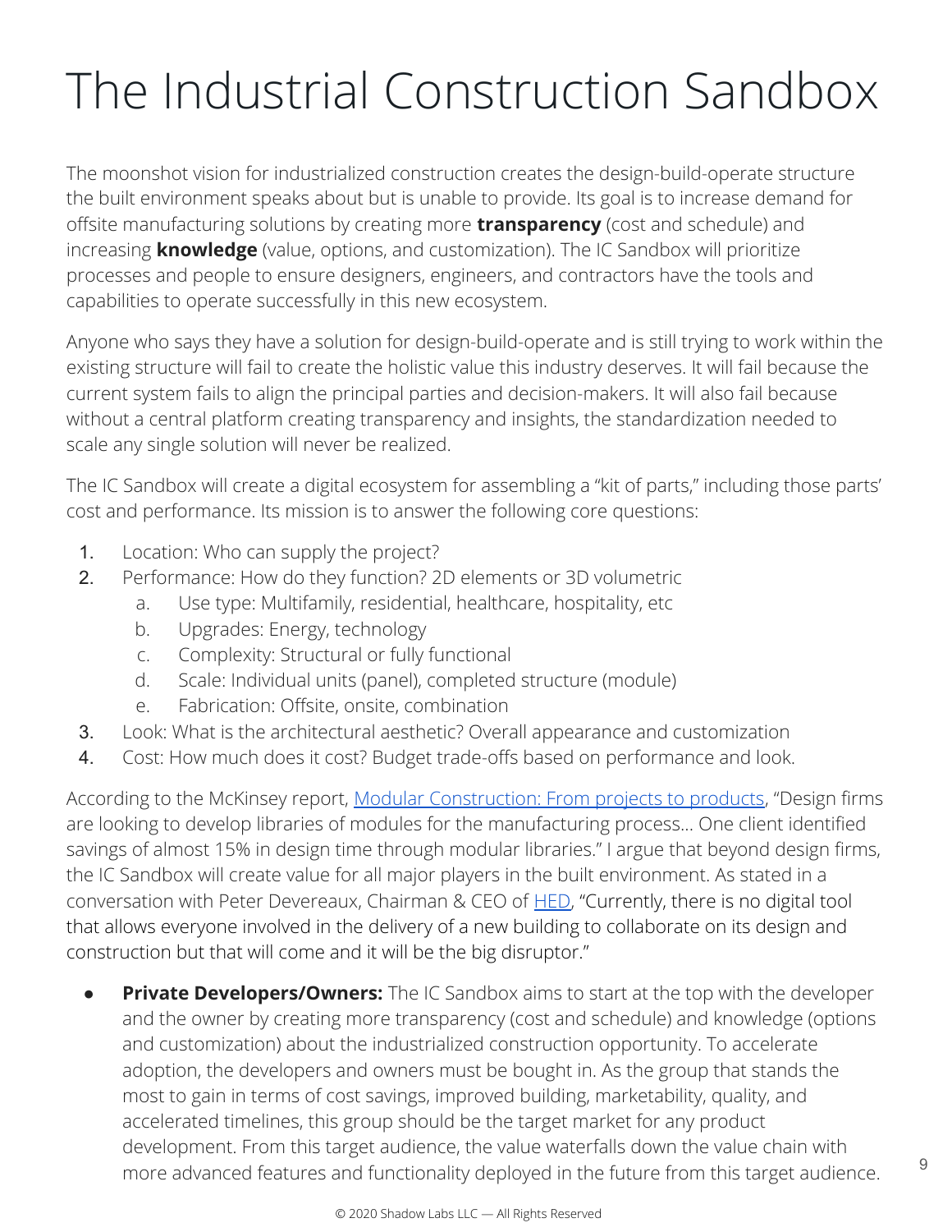# The Industrial Construction Sandbox

The moonshot vision for industrialized construction creates the design-build-operate structure the built environment speaks about but is unable to provide. Its goal is to increase demand for offsite manufacturing solutions by creating more **transparency** (cost and schedule) and increasing **knowledge** (value, options, and customization). The IC Sandbox will prioritize processes and people to ensure designers, engineers, and contractors have the tools and capabilities to operate successfully in this new ecosystem.

Anyone who says they have a solution for design-build-operate and is still trying to work within the existing structure will fail to create the holistic value this industry deserves. It will fail because the current system fails to align the principal parties and decision-makers. It will also fail because without a central platform creating transparency and insights, the standardization needed to scale any single solution will never be realized.

The IC Sandbox will create a digital ecosystem for assembling a "kit of parts," including those parts' cost and performance. Its mission is to answer the following core questions:

1. Location: Who can supply the project?
2. Performance: How do they function? 2D elements or 3D volumetric
   a. Use type: Multifamily, residential, healthcare, hospitality, etc
   b. Upgrades: Energy, technology
   c. Complexity: Structural or fully functional
   d. Scale: Individual units (panel), completed structure (module)
   e. Fabrication: Offsite, onsite, combination
3. Look: What is the architectural aesthetic? Overall appearance and customization
4. Cost: How much does it cost? Budget trade-offs based on performance and look.

According to the McKinsey report, [Modular Construction: From projects to products](), "Design firms are looking to develop libraries of modules for the manufacturing process… One client identified savings of almost 15% in design time through modular libraries." I argue that beyond design firms, the IC Sandbox will create value for all major players in the built environment. As stated in a conversation with Peter Devereaux, Chairman & CEO of [HED](), "Currently, there is no digital tool that allows everyone involved in the delivery of a new building to collaborate on its design and construction but that will come and it will be the big disrupter."

- **Private Developers/Owners:** The IC Sandbox aims to start at the top with the developer and the owner by creating more transparency (cost and schedule) and knowledge (options and customization) about the industrialized construction opportunity. To accelerate adoption, the developers and owners must be bought in. As the group that stands the most to gain in terms of cost savings, improved building, marketability, quality, and accelerated timelines, this group should be the target market for any product development. From this target audience, the value waterfalls down the value chain with more advanced features and functionality deployed in the future from this target audience.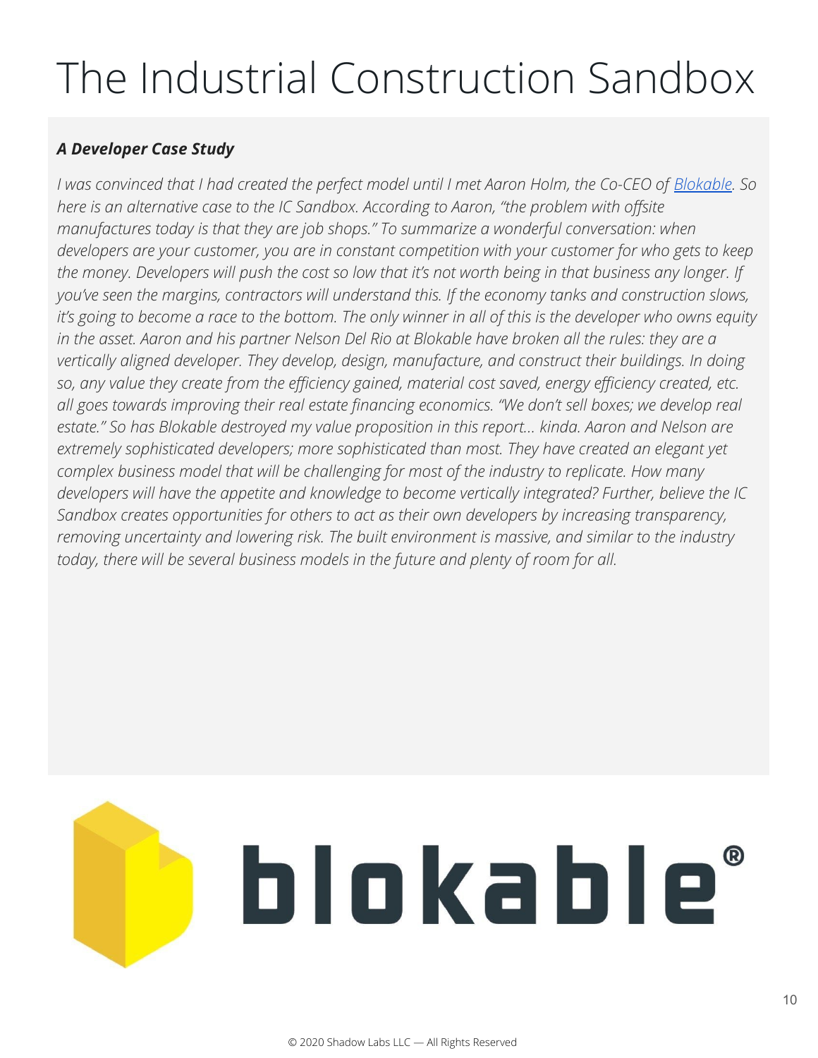# The Industrial Construction Sandbox

***A Developer Case Study***

*I was convinced that I had created the perfect model until I met Aaron Holm, the Co-CEO of [Blokable](). So here is an alternative case to the IC Sandbox. According to Aaron, "the problem with offsite manufactures today is that they are job shops." To summarize a wonderful conversation: when developers are your customer, you are in constant competition with your customer for who gets to keep the money. Developers will push the cost so low that it's not worth being in that business any longer. If you've seen the margins, contractors will understand this. If the economy tanks and construction slows, it's going to become a race to the bottom. The only winner in all of this is the developer who owns equity in the asset. Aaron and his partner Nelson Del Rio at Blokable have broken all the rules: they are a vertically aligned developer. They develop, design, manufacture, and construct their buildings. In doing so, any value they create from the efficiency gained, material cost saved, energy efficiency created, etc. all goes towards improving their real estate financing economics. "We don't sell boxes; we develop real estate." So has Blokable destroyed my value proposition in this report… kinda. Aaron and Nelson are extremely sophisticated developers; more sophisticated than most. They have created an elegant yet complex business model that will be challenging for most of the industry to replicate. How many developers will have the appetite and knowledge to become vertically integrated? Further, believe the IC Sandbox creates opportunities for others to act as their own developers by increasing transparency, removing uncertainty and lowering risk. The built environment is massive, and similar to the industry today, there will be several business models in the future and plenty of room for all.*

blokable®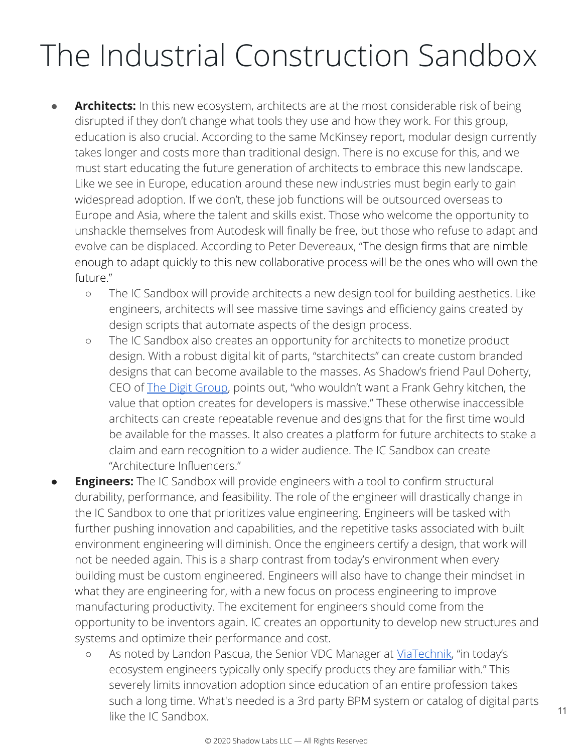# The Industrial Construction Sandbox

- **Architects:** In this new ecosystem, architects are at the most considerable risk of being disrupted if they don't change what tools they use and how they work. For this group, education is also crucial. According to the same McKinsey report, modular design currently takes longer and costs more than traditional design. There is no excuse for this, and we must start educating the future generation of architects to embrace this new landscape. Like we see in Europe, education around these new industries must begin early to gain widespread adoption. If we don't, these job functions will be outsourced overseas to Europe and Asia, where the talent and skills exist. Those who welcome the opportunity to unshackle themselves from Autodesk will finally be free, but those who refuse to adapt and evolve can be displaced. According to Peter Devereaux, "The design firms that are nimble enough to adapt quickly to this new collaborative process will be the ones who will own the future."
    - The IC Sandbox will provide architects a new design tool for building aesthetics. Like engineers, architects will see massive time savings and efficiency gains created by design scripts that automate aspects of the design process.
    - The IC Sandbox also creates an opportunity for architects to monetize product design. With a robust digital kit of parts, "starchitects" can create custom branded designs that can become available to the masses. As Shadow's friend Paul Doherty, CEO of [The Digit Group](), points out, "who wouldn't want a Frank Gehry kitchen, the value that option creates for developers is massive." These otherwise inaccessible architects can create repeatable revenue and designs that for the first time would be available for the masses. It also creates a platform for future architects to stake a claim and earn recognition to a wider audience. The IC Sandbox can create "Architecture Influencers."
- **Engineers:** The IC Sandbox will provide engineers with a tool to confirm structural durability, performance, and feasibility. The role of the engineer will drastically change in the IC Sandbox to one that prioritizes value engineering. Engineers will be tasked with further pushing innovation and capabilities, and the repetitive tasks associated with built environment engineering will diminish. Once the engineers certify a design, that work will not be needed again. This is a sharp contrast from today's environment when every building must be custom engineered. Engineers will also have to change their mindset in what they are engineering for, with a new focus on process engineering to improve manufacturing productivity. The excitement for engineers should come from the opportunity to be inventors again. IC creates an opportunity to develop new structures and systems and optimize their performance and cost.
    - As noted by Landon Pascua, the Senior VDC Manager at [ViaTechnik](), "in today's ecosystem engineers typically only specify products they are familiar with." This severely limits innovation adoption since education of an entire profession takes such a long time. What's needed is a 3rd party BPM system or catalog of digital parts like the IC Sandbox.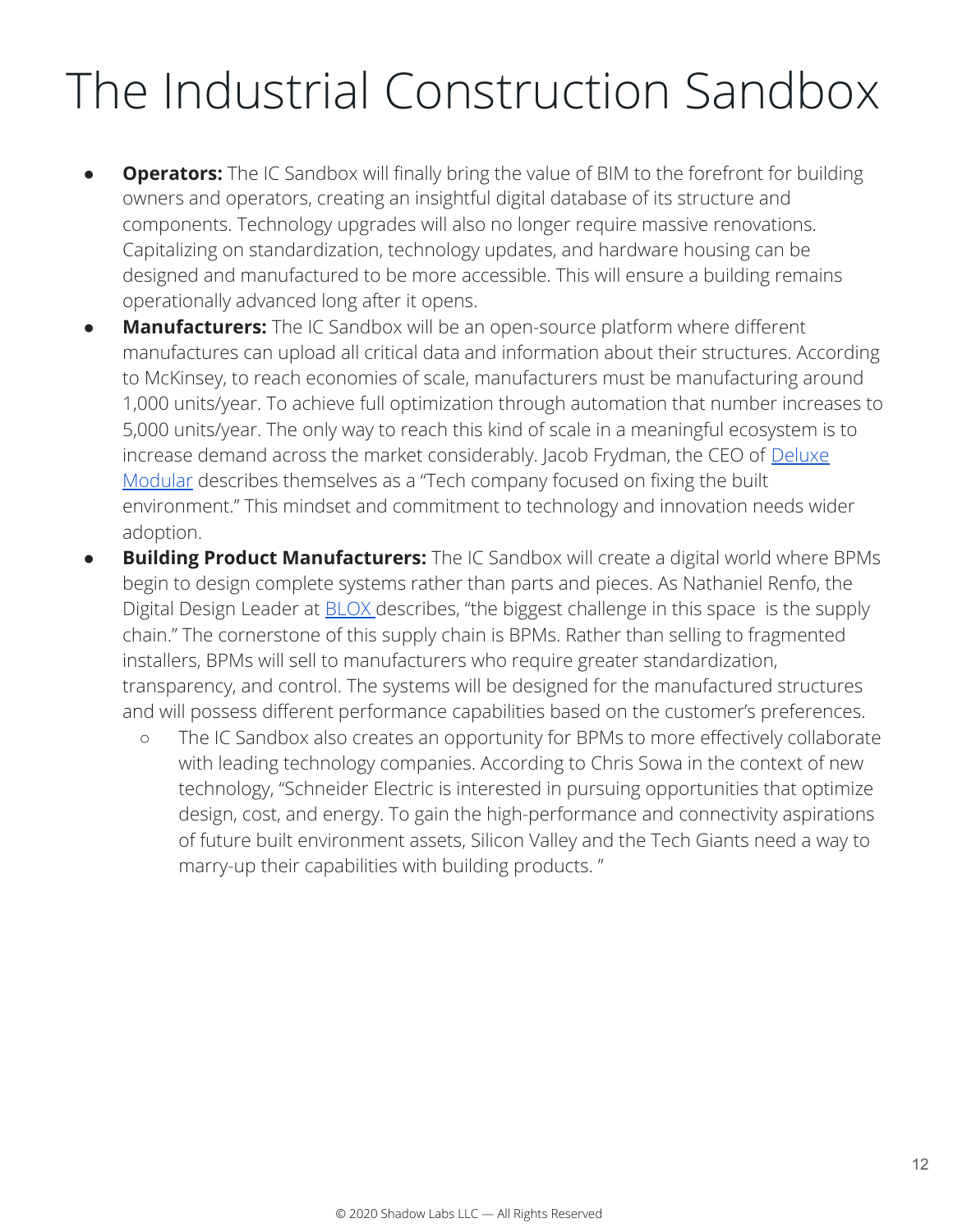# The Industrial Construction Sandbox

- **Operators:** The IC Sandbox will finally bring the value of BIM to the forefront for building owners and operators, creating an insightful digital database of its structure and components. Technology upgrades will also no longer require massive renovations. Capitalizing on standardization, technology updates, and hardware housing can be designed and manufactured to be more accessible. This will ensure a building remains operationally advanced long after it opens.
- **Manufacturers:** The IC Sandbox will be an open-source platform where different manufactures can upload all critical data and information about their structures. According to McKinsey, to reach economies of scale, manufacturers must be manufacturing around 1,000 units/year. To achieve full optimization through automation that number increases to 5,000 units/year. The only way to reach this kind of scale in a meaningful ecosystem is to increase demand across the market considerably. Jacob Frydman, the CEO of [Deluxe Modular](#) describes themselves as a "Tech company focused on fixing the built environment." This mindset and commitment to technology and innovation needs wider adoption.
- **Building Product Manufacturers:** The IC Sandbox will create a digital world where BPMs begin to design complete systems rather than parts and pieces. As Nathaniel Renfo, the Digital Design Leader at [BLOX](#) describes, "the biggest challenge in this space is the supply chain." The cornerstone of this supply chain is BPMs. Rather than selling to fragmented installers, BPMs will sell to manufacturers who require greater standardization, transparency, and control. The systems will be designed for the manufactured structures and will possess different performance capabilities based on the customer's preferences.
  - The IC Sandbox also creates an opportunity for BPMs to more effectively collaborate with leading technology companies. According to Chris Sowa in the context of new technology, "Schneider Electric is interested in pursuing opportunities that optimize design, cost, and energy. To gain the high-performance and connectivity aspirations of future built environment assets, Silicon Valley and the Tech Giants need a way to marry-up their capabilities with building products. "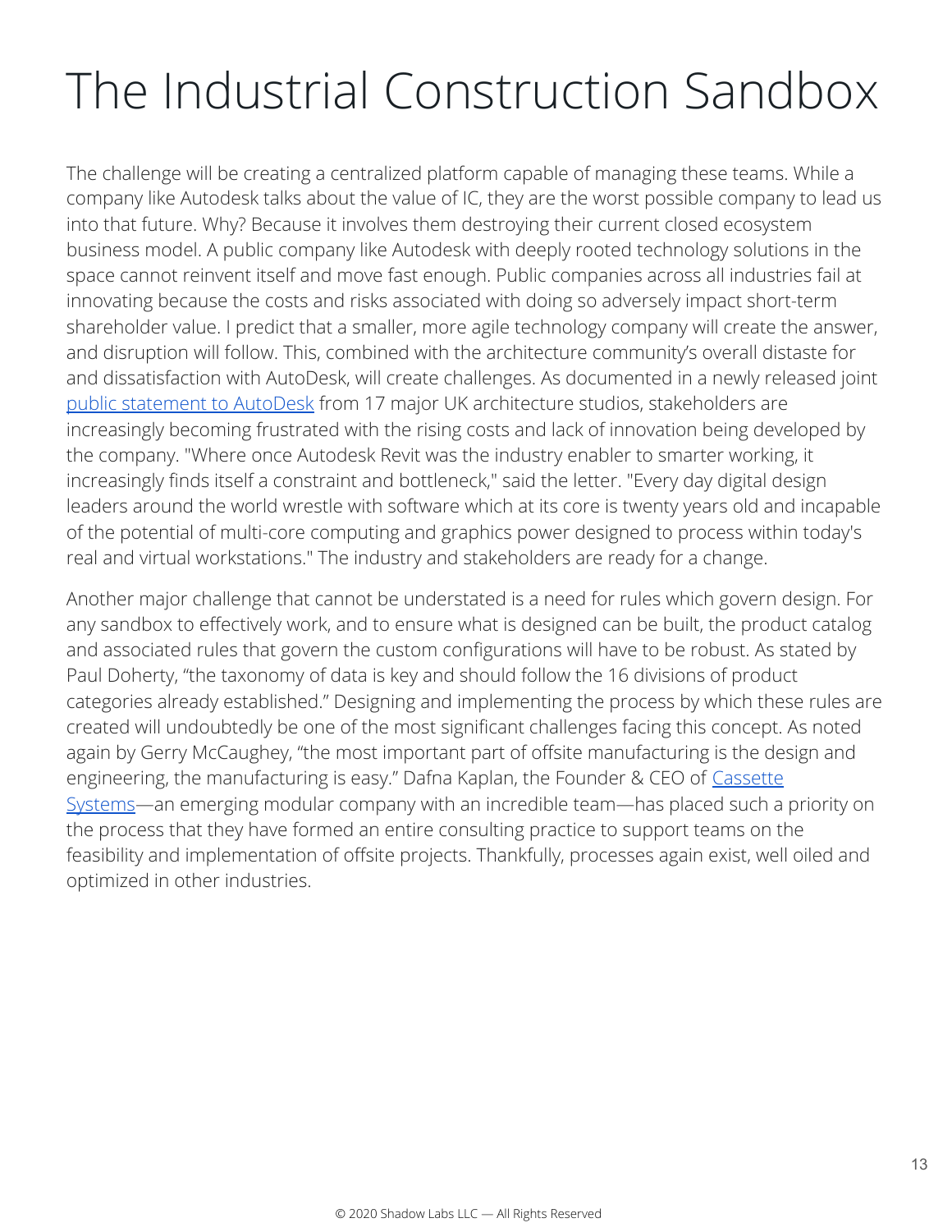# The Industrial Construction Sandbox

The challenge will be creating a centralized platform capable of managing these teams. While a company like Autodesk talks about the value of IC, they are the worst possible company to lead us into that future. Why? Because it involves them destroying their current closed ecosystem business model. A public company like Autodesk with deeply rooted technology solutions in the space cannot reinvent itself and move fast enough. Public companies across all industries fail at innovating because the costs and risks associated with doing so adversely impact short-term shareholder value. I predict that a smaller, more agile technology company will create the answer, and disruption will follow. This, combined with the architecture community's overall distaste for and dissatisfaction with AutoDesk, will create challenges. As documented in a newly released joint public statement to AutoDesk from 17 major UK architecture studios, stakeholders are increasingly becoming frustrated with the rising costs and lack of innovation being developed by the company. "Where once Autodesk Revit was the industry enabler to smarter working, it increasingly finds itself a constraint and bottleneck," said the letter. "Every day digital design leaders around the world wrestle with software which at its core is twenty years old and incapable of the potential of multi-core computing and graphics power designed to process within today's real and virtual workstations." The industry and stakeholders are ready for a change.

Another major challenge that cannot be understated is a need for rules which govern design. For any sandbox to effectively work, and to ensure what is designed can be built, the product catalog and associated rules that govern the custom configurations will have to be robust. As stated by Paul Doherty, "the taxonomy of data is key and should follow the 16 divisions of product categories already established." Designing and implementing the process by which these rules are created will undoubtedly be one of the most significant challenges facing this concept. As noted again by Gerry McCaughey, "the most important part of offsite manufacturing is the design and engineering, the manufacturing is easy." Dafna Kaplan, the Founder & CEO of Cassette Systems—an emerging modular company with an incredible team—has placed such a priority on the process that they have formed an entire consulting practice to support teams on the feasibility and implementation of offsite projects. Thankfully, processes again exist, well oiled and optimized in other industries.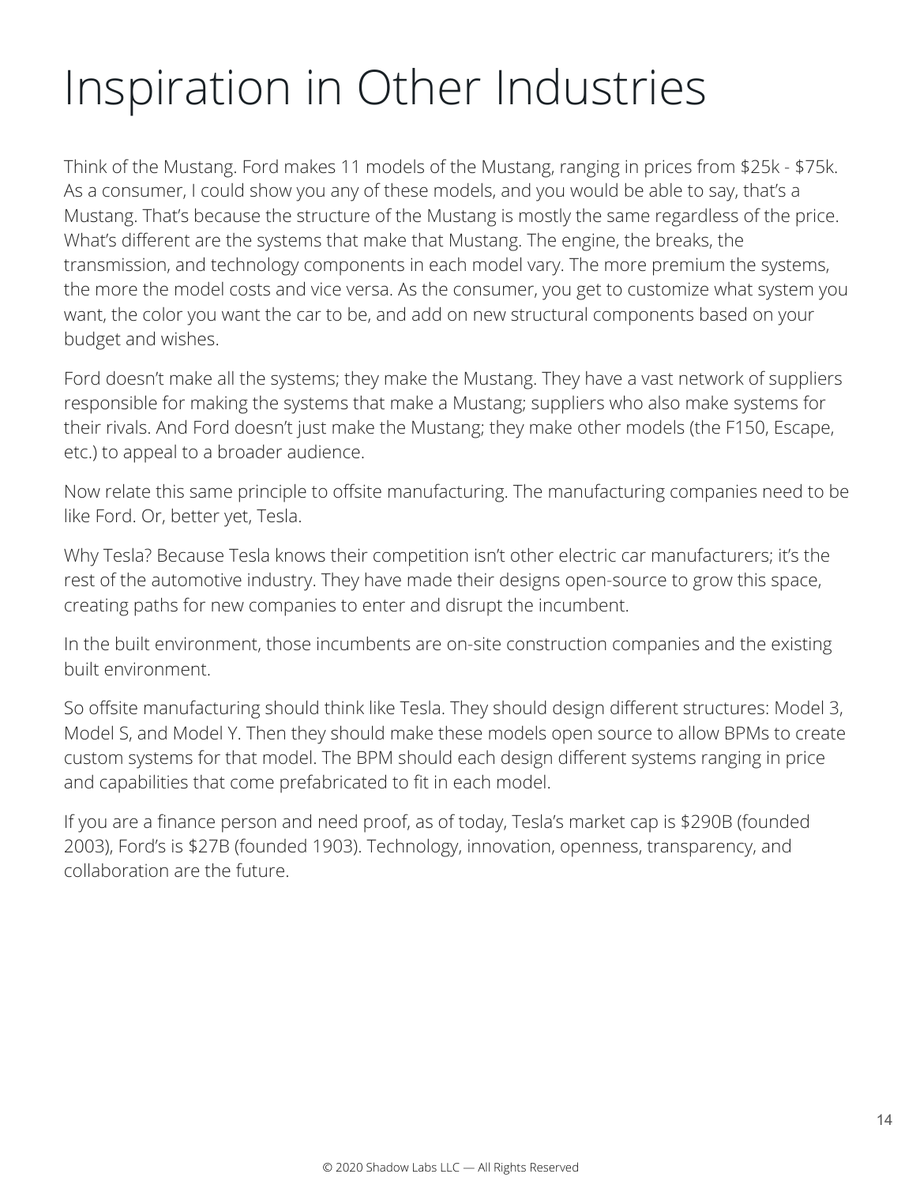# Inspiration in Other Industries

Think of the Mustang. Ford makes 11 models of the Mustang, ranging in prices from $25k - $75k. As a consumer, I could show you any of these models, and you would be able to say, that's a Mustang. That's because the structure of the Mustang is mostly the same regardless of the price. What's different are the systems that make that Mustang. The engine, the breaks, the transmission, and technology components in each model vary. The more premium the systems, the more the model costs and vice versa. As the consumer, you get to customize what system you want, the color you want the car to be, and add on new structural components based on your budget and wishes.

Ford doesn't make all the systems; they make the Mustang. They have a vast network of suppliers responsible for making the systems that make a Mustang; suppliers who also make systems for their rivals. And Ford doesn't just make the Mustang; they make other models (the F150, Escape, etc.) to appeal to a broader audience.

Now relate this same principle to offsite manufacturing. The manufacturing companies need to be like Ford. Or, better yet, Tesla.

Why Tesla? Because Tesla knows their competition isn't other electric car manufacturers; it's the rest of the automotive industry. They have made their designs open-source to grow this space, creating paths for new companies to enter and disrupt the incumbent.

In the built environment, those incumbents are on-site construction companies and the existing built environment.

So offsite manufacturing should think like Tesla. They should design different structures: Model 3, Model S, and Model Y. Then they should make these models open source to allow BPMs to create custom systems for that model. The BPM should each design different systems ranging in price and capabilities that come prefabricated to fit in each model.

If you are a finance person and need proof, as of today, Tesla's market cap is $290B (founded 2003), Ford's is $27B (founded 1903). Technology, innovation, openness, transparency, and collaboration are the future.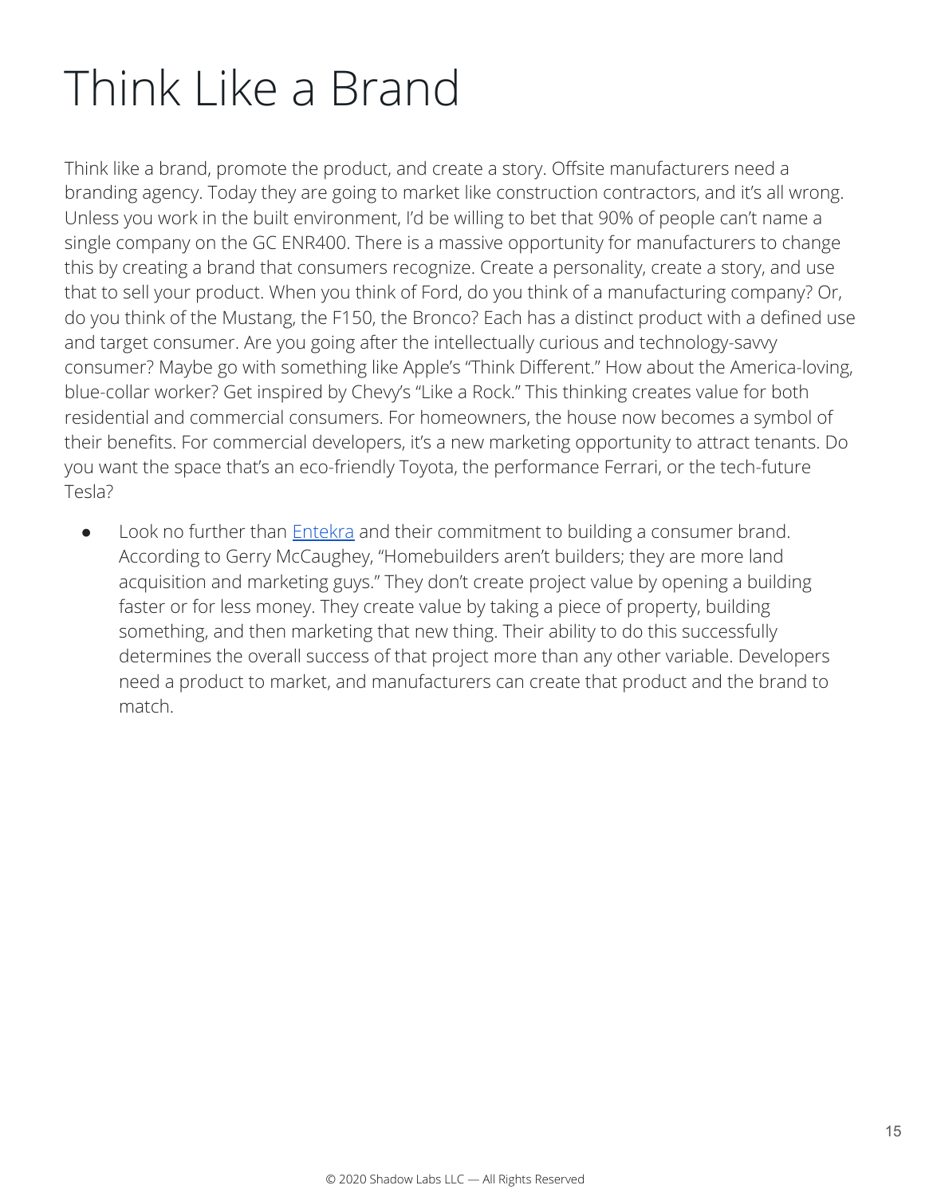# Think Like a Brand

Think like a brand, promote the product, and create a story. Offsite manufacturers need a branding agency. Today they are going to market like construction contractors, and it's all wrong. Unless you work in the built environment, I'd be willing to bet that 90% of people can't name a single company on the GC ENR400. There is a massive opportunity for manufacturers to change this by creating a brand that consumers recognize. Create a personality, create a story, and use that to sell your product. When you think of Ford, do you think of a manufacturing company? Or, do you think of the Mustang, the F150, the Bronco? Each has a distinct product with a defined use and target consumer. Are you going after the intellectually curious and technology-savvy consumer? Maybe go with something like Apple's "Think Different." How about the America-loving, blue-collar worker? Get inspired by Chevy's "Like a Rock." This thinking creates value for both residential and commercial consumers. For homeowners, the house now becomes a symbol of their benefits. For commercial developers, it's a new marketing opportunity to attract tenants. Do you want the space that's an eco-friendly Toyota, the performance Ferrari, or the tech-future Tesla?

- Look no further than Entekra and their commitment to building a consumer brand. According to Gerry McCaughey, "Homebuilders aren't builders; they are more land acquisition and marketing guys." They don't create project value by opening a building faster or for less money. They create value by taking a piece of property, building something, and then marketing that new thing. Their ability to do this successfully determines the overall success of that project more than any other variable. Developers need a product to market, and manufacturers can create that product and the brand to match.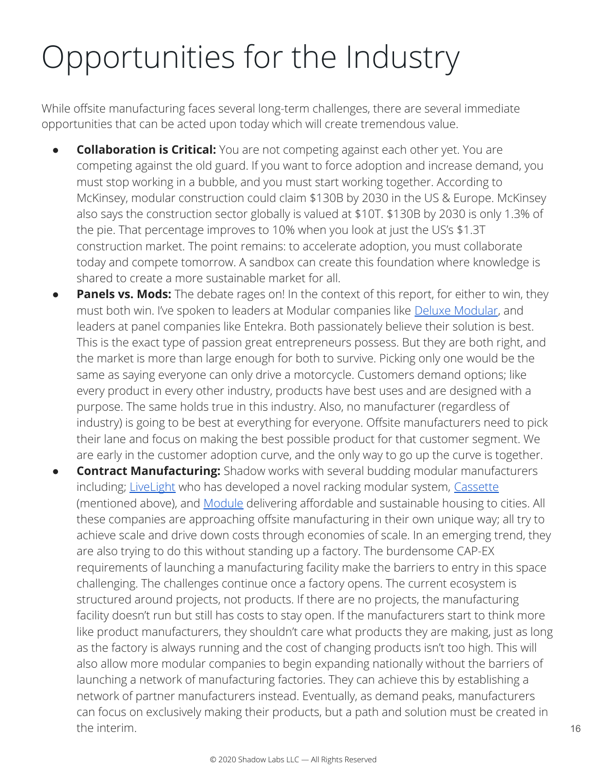# Opportunities for the Industry

While offsite manufacturing faces several long-term challenges, there are several immediate opportunities that can be acted upon today which will create tremendous value.

- **Collaboration is Critical:** You are not competing against each other yet. You are competing against the old guard. If you want to force adoption and increase demand, you must stop working in a bubble, and you must start working together. According to McKinsey, modular construction could claim $130B by 2030 in the US & Europe. McKinsey also says the construction sector globally is valued at $10T. $130B by 2030 is only 1.3% of the pie. That percentage improves to 10% when you look at just the US's $1.3T construction market. The point remains: to accelerate adoption, you must collaborate today and compete tomorrow. A sandbox can create this foundation where knowledge is shared to create a more sustainable market for all.
- **Panels vs. Mods:** The debate rages on! In the context of this report, for either to win, they must both win. I've spoken to leaders at Modular companies like Deluxe Modular, and leaders at panel companies like Entekra. Both passionately believe their solution is best. This is the exact type of passion great entrepreneurs possess. But they are both right, and the market is more than large enough for both to survive. Picking only one would be the same as saying everyone can only drive a motorcycle. Customers demand options; like every product in every other industry, products have best uses and are designed with a purpose. The same holds true in this industry. Also, no manufacturer (regardless of industry) is going to be best at everything for everyone. Offsite manufacturers need to pick their lane and focus on making the best possible product for that customer segment. We are early in the customer adoption curve, and the only way to go up the curve is together.
- **Contract Manufacturing:** Shadow works with several budding modular manufacturers including; LiveLight who has developed a novel racking modular system, Cassette (mentioned above), and Module delivering affordable and sustainable housing to cities. All these companies are approaching offsite manufacturing in their own unique way; all try to achieve scale and drive down costs through economies of scale. In an emerging trend, they are also trying to do this without standing up a factory. The burdensome CAP-EX requirements of launching a manufacturing facility make the barriers to entry in this space challenging. The challenges continue once a factory opens. The current ecosystem is structured around projects, not products. If there are no projects, the manufacturing facility doesn't run but still has costs to stay open. If the manufacturers start to think more like product manufacturers, they shouldn't care what products they are making, just as long as the factory is always running and the cost of changing products isn't too high. This will also allow more modular companies to begin expanding nationally without the barriers of launching a network of manufacturing factories. They can achieve this by establishing a network of partner manufacturers instead. Eventually, as demand peaks, manufacturers can focus on exclusively making their products, but a path and solution must be created in the interim.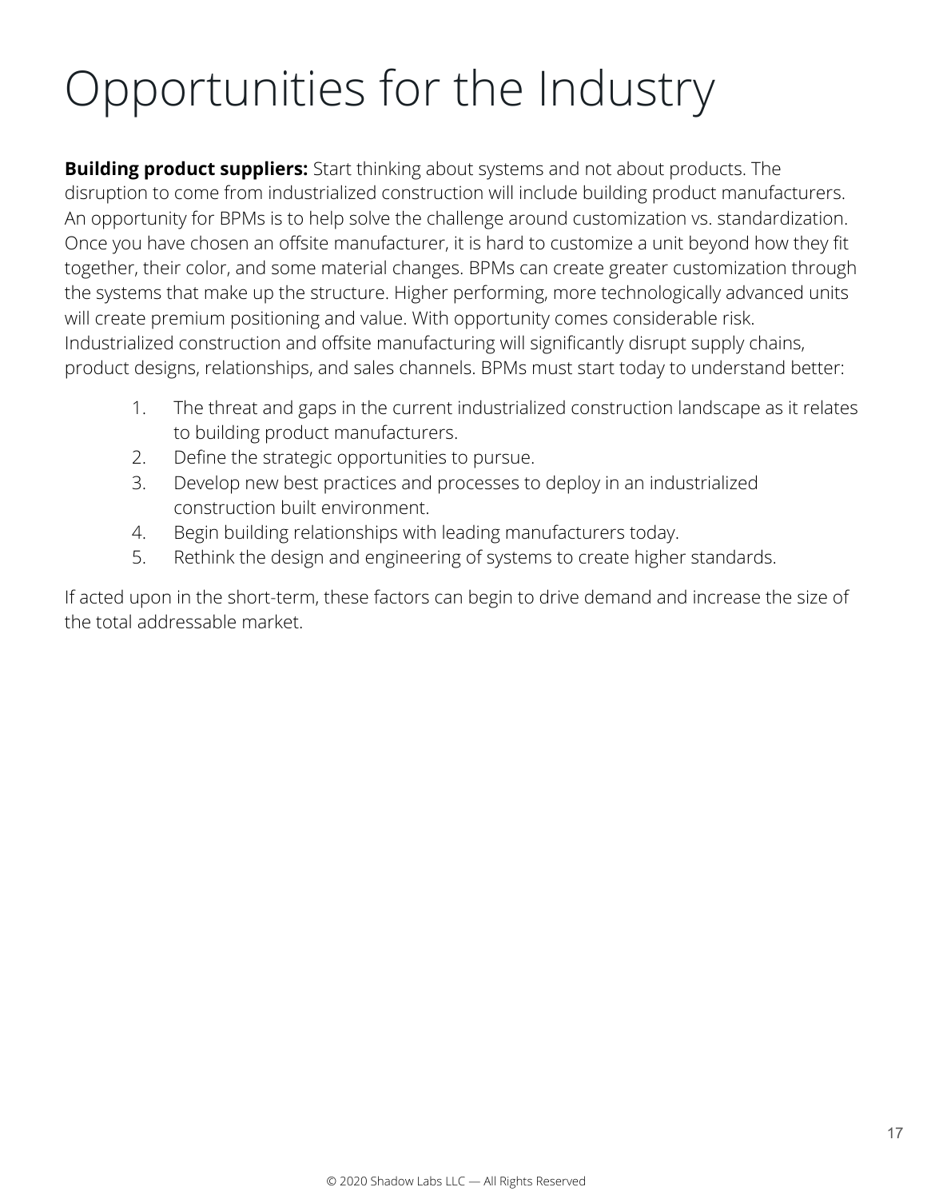# Opportunities for the Industry

**Building product suppliers:** Start thinking about systems and not about products. The disruption to come from industrialized construction will include building product manufacturers. An opportunity for BPMs is to help solve the challenge around customization vs. standardization. Once you have chosen an offsite manufacturer, it is hard to customize a unit beyond how they fit together, their color, and some material changes. BPMs can create greater customization through the systems that make up the structure. Higher performing, more technologically advanced units will create premium positioning and value. With opportunity comes considerable risk. Industrialized construction and offsite manufacturing will significantly disrupt supply chains, product designs, relationships, and sales channels. BPMs must start today to understand better:

1. The threat and gaps in the current industrialized construction landscape as it relates to building product manufacturers.
2. Define the strategic opportunities to pursue.
3. Develop new best practices and processes to deploy in an industrialized construction built environment.
4. Begin building relationships with leading manufacturers today.
5. Rethink the design and engineering of systems to create higher standards.

If acted upon in the short-term, these factors can begin to drive demand and increase the size of the total addressable market.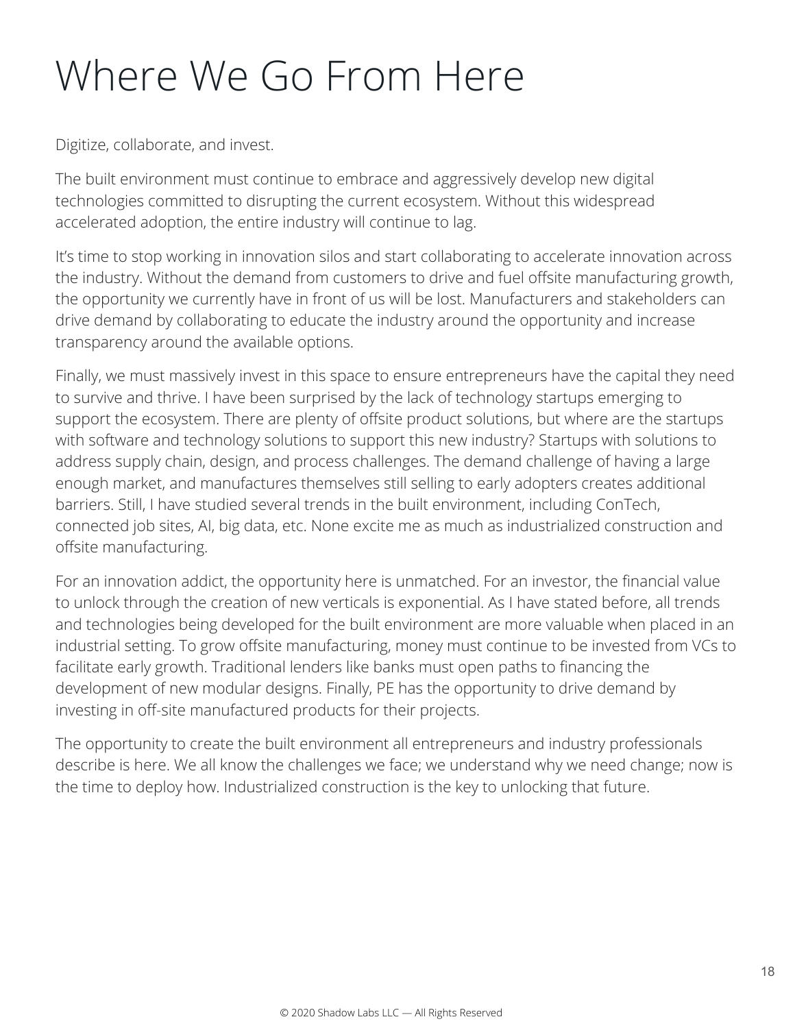# Where We Go From Here

Digitize, collaborate, and invest.

The built environment must continue to embrace and aggressively develop new digital technologies committed to disrupting the current ecosystem. Without this widespread accelerated adoption, the entire industry will continue to lag.

It's time to stop working in innovation silos and start collaborating to accelerate innovation across the industry. Without the demand from customers to drive and fuel offsite manufacturing growth, the opportunity we currently have in front of us will be lost. Manufacturers and stakeholders can drive demand by collaborating to educate the industry around the opportunity and increase transparency around the available options.

Finally, we must massively invest in this space to ensure entrepreneurs have the capital they need to survive and thrive. I have been surprised by the lack of technology startups emerging to support the ecosystem. There are plenty of offsite product solutions, but where are the startups with software and technology solutions to support this new industry? Startups with solutions to address supply chain, design, and process challenges. The demand challenge of having a large enough market, and manufactures themselves still selling to early adopters creates additional barriers. Still, I have studied several trends in the built environment, including ConTech, connected job sites, AI, big data, etc. None excite me as much as industrialized construction and offsite manufacturing.

For an innovation addict, the opportunity here is unmatched. For an investor, the financial value to unlock through the creation of new verticals is exponential. As I have stated before, all trends and technologies being developed for the built environment are more valuable when placed in an industrial setting. To grow offsite manufacturing, money must continue to be invested from VCs to facilitate early growth. Traditional lenders like banks must open paths to financing the development of new modular designs. Finally, PE has the opportunity to drive demand by investing in off-site manufactured products for their projects.

The opportunity to create the built environment all entrepreneurs and industry professionals describe is here. We all know the challenges we face; we understand why we need change; now is the time to deploy how. Industrialized construction is the key to unlocking that future.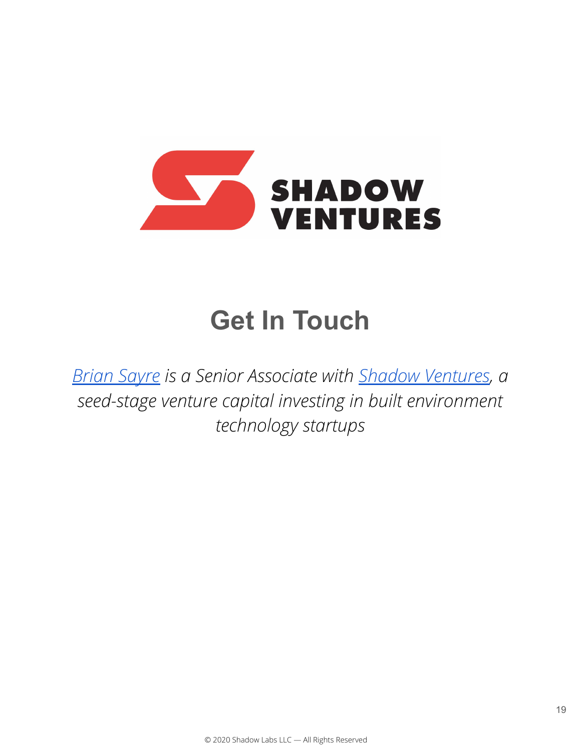# Get In Touch

*Brian Sayre is a Senior Associate with Shadow Ventures, a seed-stage venture capital investing in built environment technology startups*

© 2020 Shadow Labs LLC — All Rights Reserved